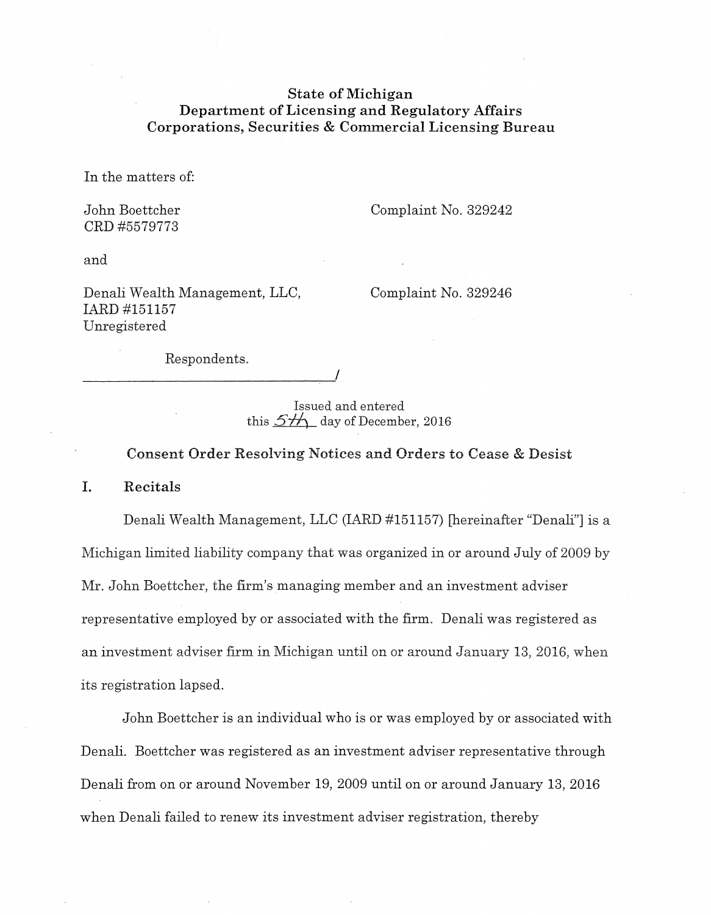**State of Michigan**
**Department of Licensing and Regulatory Affairs**
**Corporations, Securities & Commercial Licensing Bureau**

In the matters of:

John Boettcher
CRD #5579773

Complaint No. 329242

and

Denali Wealth Management, LLC,
IARD #151157
Unregistered

Complaint No. 329246

Respondents.
_______________________________/

Issued and entered
this 5th day of December, 2016

## Consent Order Resolving Notices and Orders to Cease & Desist

## I. Recitals

Denali Wealth Management, LLC (IARD #151157) [hereinafter "Denali"] is a Michigan limited liability company that was organized in or around July of 2009 by Mr. John Boettcher, the firm's managing member and an investment adviser representative employed by or associated with the firm. Denali was registered as an investment adviser firm in Michigan until on or around January 13, 2016, when its registration lapsed.

John Boettcher is an individual who is or was employed by or associated with Denali. Boettcher was registered as an investment adviser representative through Denali from on or around November 19, 2009 until on or around January 13, 2016 when Denali failed to renew its investment adviser registration, thereby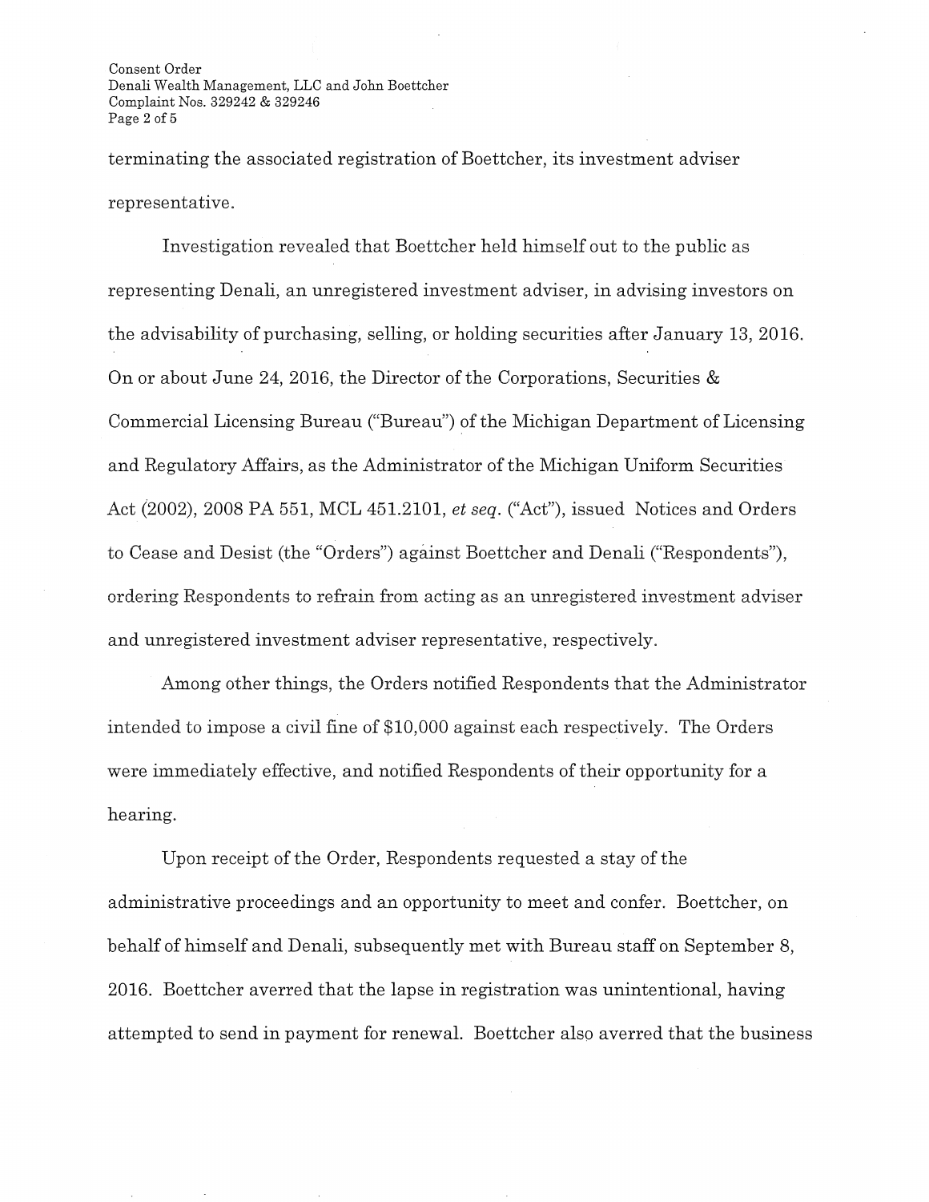terminating the associated registration of Boettcher, its investment adviser representative.

Investigation revealed that Boettcher held himself out to the public as representing Denali, an unregistered investment adviser, in advising investors on the advisability of purchasing, selling, or holding securities after January 13, 2016. On or about June 24, 2016, the Director of the Corporations, Securities & Commercial Licensing Bureau ("Bureau") of the Michigan Department of Licensing and Regulatory Affairs, as the Administrator of the Michigan Uniform Securities Act (2002), 2008 PA 551, MCL 451.2101, *et seq.* ("Act"), issued Notices and Orders to Cease and Desist (the "Orders") against Boettcher and Denali ("Respondents"), ordering Respondents to refrain from acting as an unregistered investment adviser and unregistered investment adviser representative, respectively.

Among other things, the Orders notified Respondents that the Administrator intended to impose a civil fine of $10,000 against each respectively. The Orders were immediately effective, and notified Respondents of their opportunity for a hearing.

Upon receipt of the Order, Respondents requested a stay of the administrative proceedings and an opportunity to meet and confer. Boettcher, on behalf of himself and Denali, subsequently met with Bureau staff on September 8, 2016. Boettcher averred that the lapse in registration was unintentional, having attempted to send in payment for renewal. Boettcher also averred that the business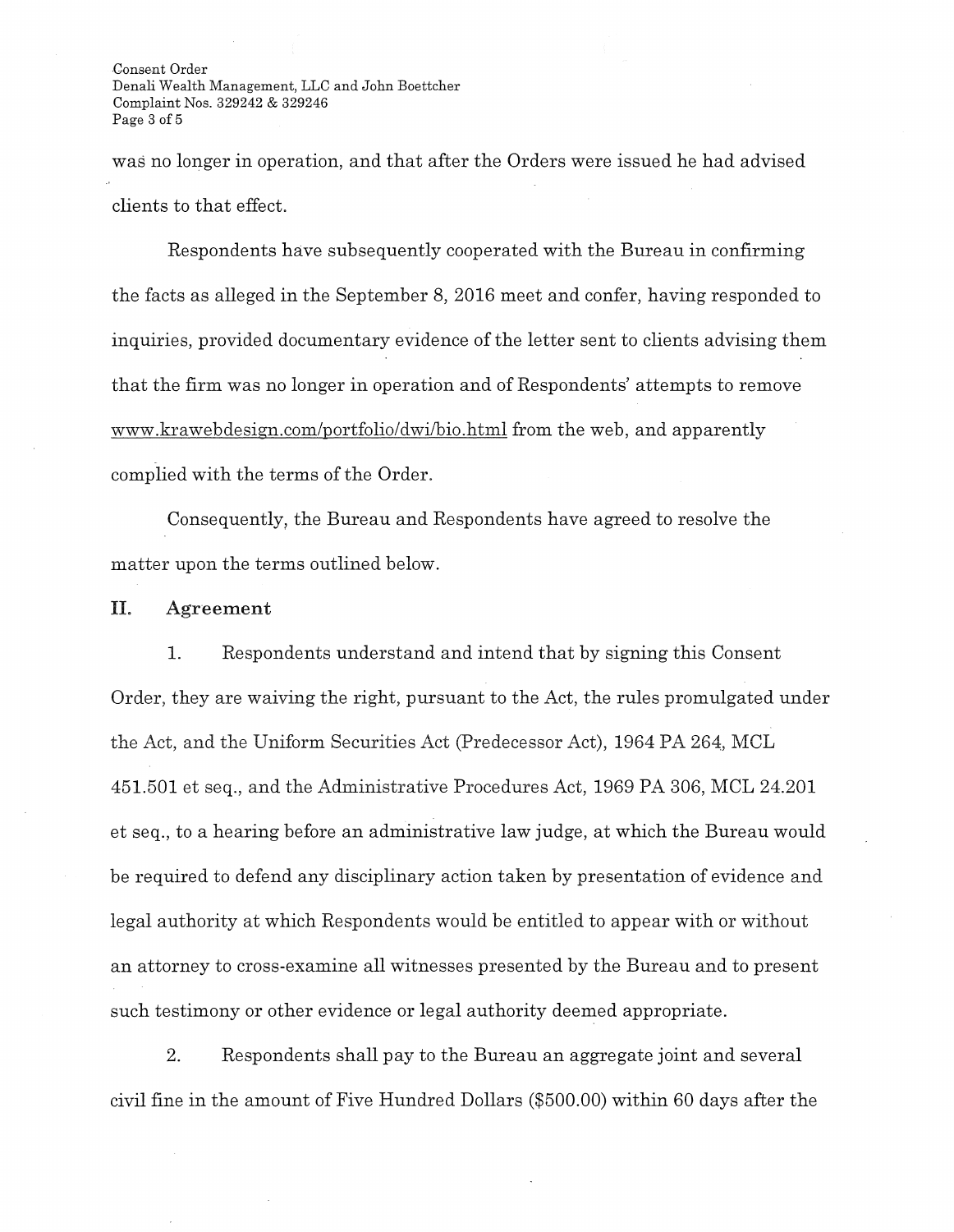was no longer in operation, and that after the Orders were issued he had advised clients to that effect.

Respondents have subsequently cooperated with the Bureau in confirming the facts as alleged in the September 8, 2016 meet and confer, having responded to inquiries, provided documentary evidence of the letter sent to clients advising them that the firm was no longer in operation and of Respondents' attempts to remove www.krawebdesign.com/portfolio/dwi/bio.html from the web, and apparently complied with the terms of the Order.

Consequently, the Bureau and Respondents have agreed to resolve the matter upon the terms outlined below.

## II. Agreement

1. Respondents understand and intend that by signing this Consent Order, they are waiving the right, pursuant to the Act, the rules promulgated under the Act, and the Uniform Securities Act (Predecessor Act), 1964 PA 264, MCL 451.501 et seq., and the Administrative Procedures Act, 1969 PA 306, MCL 24.201 et seq., to a hearing before an administrative law judge, at which the Bureau would be required to defend any disciplinary action taken by presentation of evidence and legal authority at which Respondents would be entitled to appear with or without an attorney to cross-examine all witnesses presented by the Bureau and to present such testimony or other evidence or legal authority deemed appropriate.

2. Respondents shall pay to the Bureau an aggregate joint and several civil fine in the amount of Five Hundred Dollars ($500.00) within 60 days after the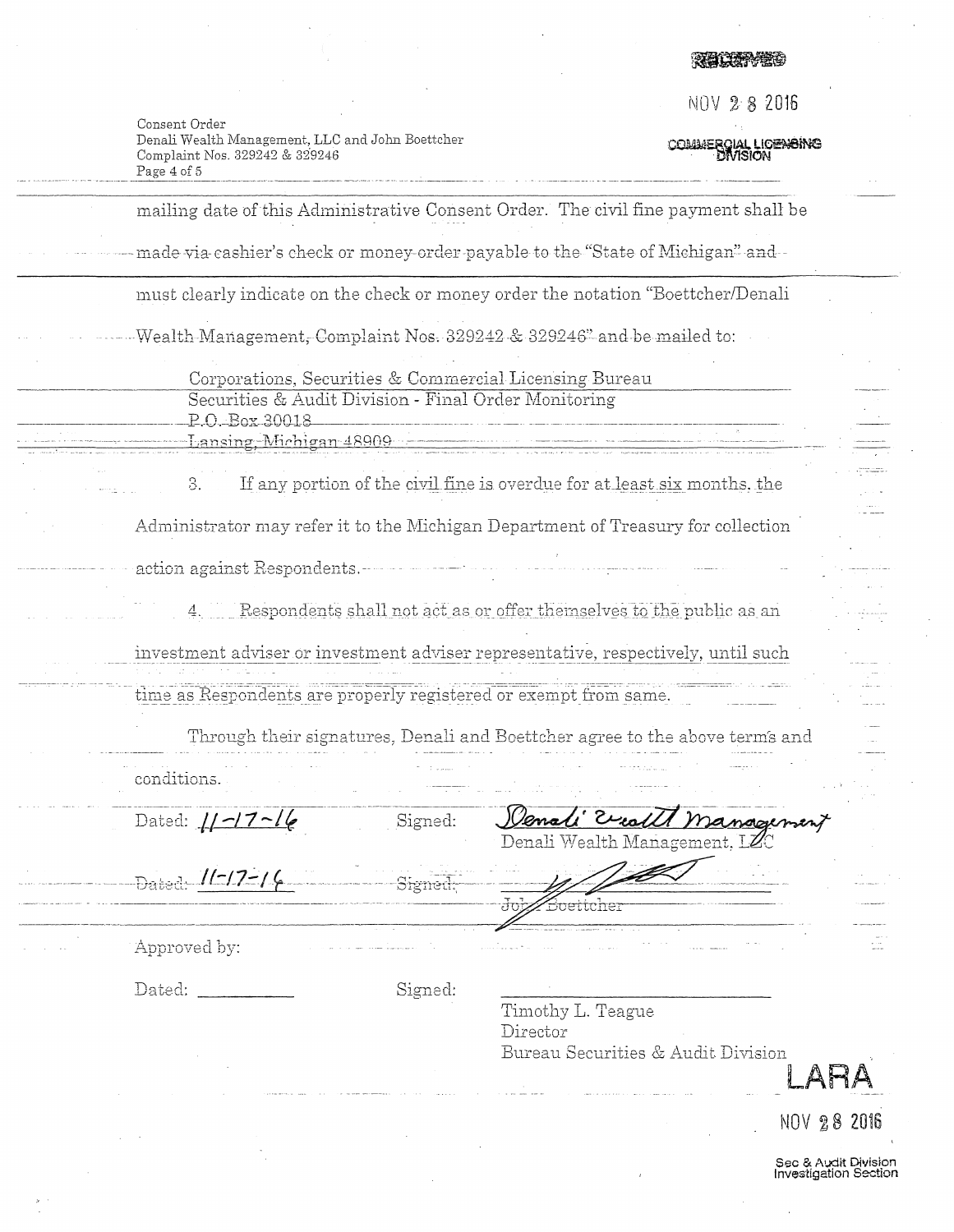RECEIVED

NOV 28 2016

COMMERCIAL LICENSING DIVISION

Consent Order
Denali Wealth Management, LLC and John Boettcher
Complaint Nos. 329242 & 329246

mailing date of this Administrative Consent Order. The civil fine payment shall be made via cashier's check or money order payable to the "State of Michigan" and must clearly indicate on the check or money order the notation "Boettcher/Denali Wealth Management, Complaint Nos. 329242 & 329246" and be mailed to:

Corporations, Securities & Commercial Licensing Bureau
Securities & Audit Division - Final Order Monitoring
P.O. Box 30018
Lansing, Michigan 48909

3. If any portion of the civil fine is overdue for at least six months, the Administrator may refer it to the Michigan Department of Treasury for collection action against Respondents.

4. Respondents shall not act as or offer themselves to the public as an investment adviser or investment adviser representative, respectively, until such time as Respondents are properly registered or exempt from same.

Through their signatures, Denali and Boettcher agree to the above terms and conditions.

Dated: 11-17-16 Signed: Denali Wealth Management
Denali Wealth Management, LLC

Dated: 11-17-16 Signed: [signature]
John Boettcher

Approved by:

Dated: \_\_\_\_\_\_\_\_\_\_ Signed: \_\_\_\_\_\_\_\_\_\_
Timothy L. Teague
Director
Bureau Securities & Audit Division

LARA

NOV 28 2016

Sec & Audit Division
Investigation Section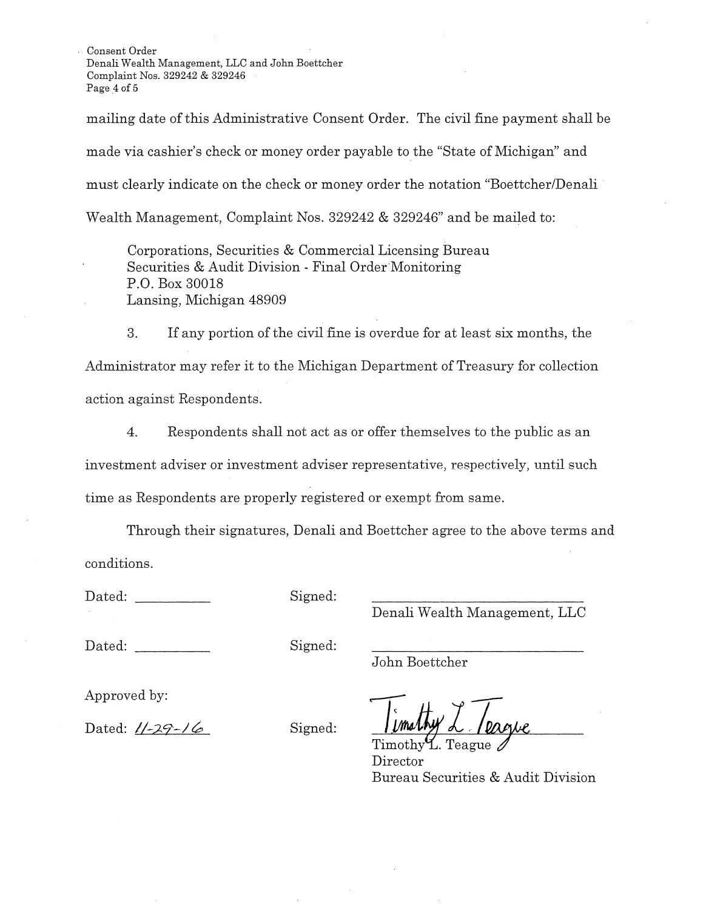mailing date of this Administrative Consent Order. The civil fine payment shall be made via cashier's check or money order payable to the "State of Michigan" and must clearly indicate on the check or money order the notation "Boettcher/Denali Wealth Management, Complaint Nos. 329242 & 329246" and be mailed to:

Corporations, Securities & Commercial Licensing Bureau
Securities & Audit Division - Final Order Monitoring
P.O. Box 30018
Lansing, Michigan 48909

3. If any portion of the civil fine is overdue for at least six months, the Administrator may refer it to the Michigan Department of Treasury for collection action against Respondents.

4. Respondents shall not act as or offer themselves to the public as an investment adviser or investment adviser representative, respectively, until such time as Respondents are properly registered or exempt from same.

Through their signatures, Denali and Boettcher agree to the above terms and conditions.

Dated: __________ Signed: ____________________________
Denali Wealth Management, LLC

Dated: __________ Signed: ____________________________
John Boettcher

Approved by:

Dated: 11-29-16 Signed: Timothy L. Teague
Timothy L. Teague
Director
Bureau Securities & Audit Division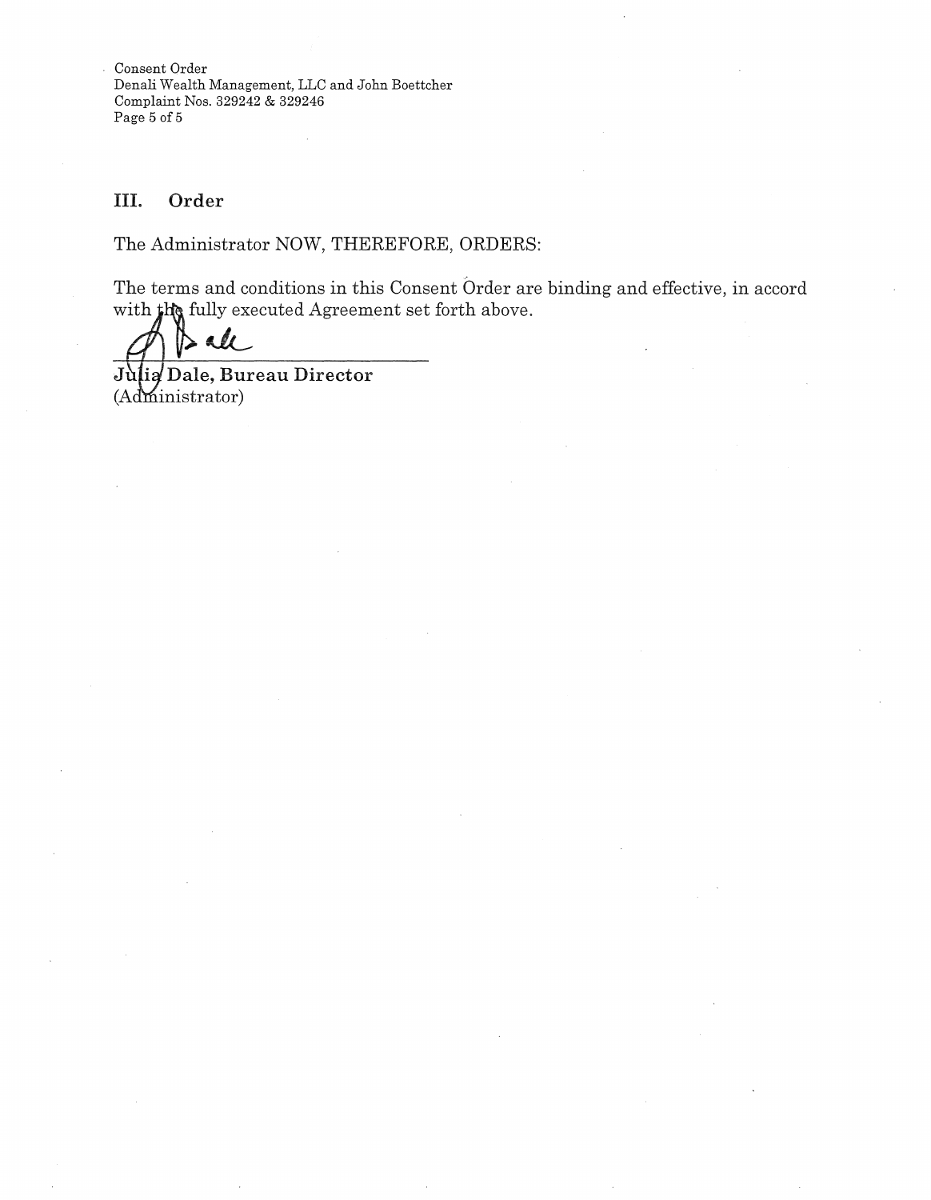## III. Order

The Administrator NOW, THEREFORE, ORDERS:

The terms and conditions in this Consent Order are binding and effective, in accord with the fully executed Agreement set forth above.

**Julia Dale, Bureau Director**
(Administrator)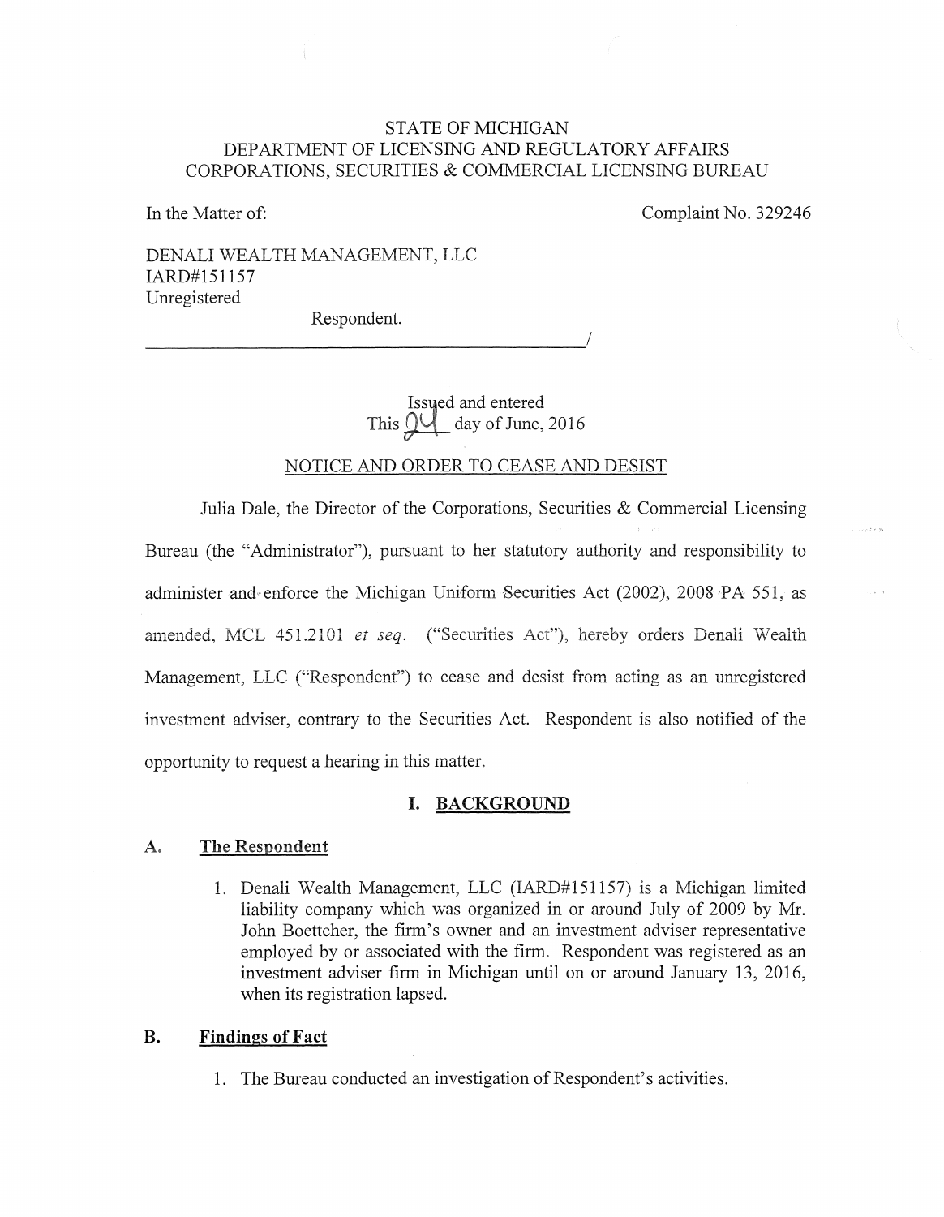STATE OF MICHIGAN
DEPARTMENT OF LICENSING AND REGULATORY AFFAIRS
CORPORATIONS, SECURITIES & COMMERCIAL LICENSING BUREAU

In the Matter of: Complaint No. 329246

DENALI WEALTH MANAGEMENT, LLC
IARD#151157
Unregistered

Respondent.
_______________________________________________/

Issued and entered
This 24 day of June, 2016

NOTICE AND ORDER TO CEASE AND DESIST

Julia Dale, the Director of the Corporations, Securities & Commercial Licensing Bureau (the "Administrator"), pursuant to her statutory authority and responsibility to administer and enforce the Michigan Uniform Securities Act (2002), 2008 PA 551, as amended, MCL 451.2101 *et seq*. ("Securities Act"), hereby orders Denali Wealth Management, LLC ("Respondent") to cease and desist from acting as an unregistered investment adviser, contrary to the Securities Act. Respondent is also notified of the opportunity to request a hearing in this matter.

## I. BACKGROUND

### A. The Respondent

1. Denali Wealth Management, LLC (IARD#151157) is a Michigan limited liability company which was organized in or around July of 2009 by Mr. John Boettcher, the firm's owner and an investment adviser representative employed by or associated with the firm. Respondent was registered as an investment adviser firm in Michigan until on or around January 13, 2016, when its registration lapsed.

### B. Findings of Fact

1. The Bureau conducted an investigation of Respondent's activities.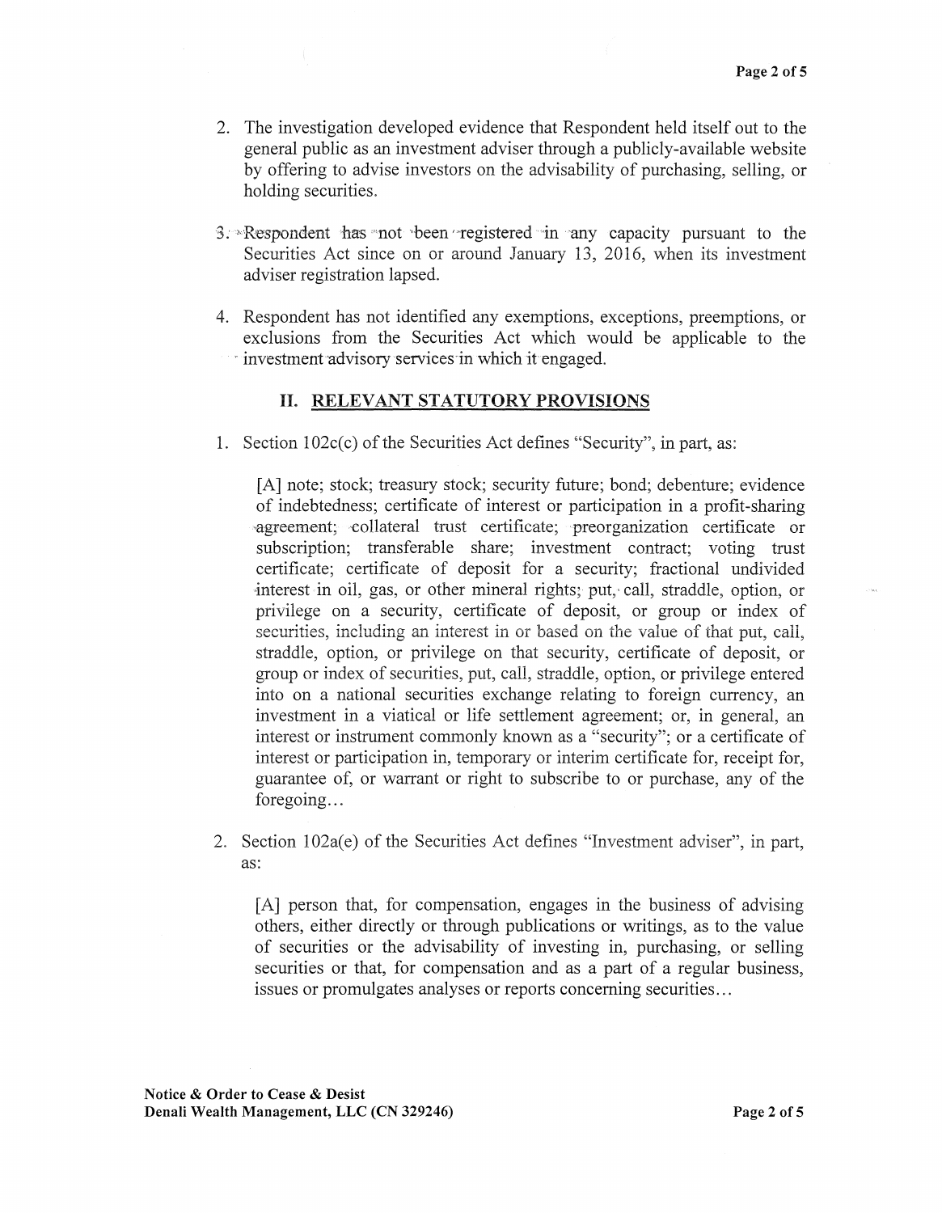2. The investigation developed evidence that Respondent held itself out to the general public as an investment adviser through a publicly-available website by offering to advise investors on the advisability of purchasing, selling, or holding securities.

3. Respondent has not been registered in any capacity pursuant to the Securities Act since on or around January 13, 2016, when its investment adviser registration lapsed.

4. Respondent has not identified any exemptions, exceptions, preemptions, or exclusions from the Securities Act which would be applicable to the investment advisory services in which it engaged.

## II. RELEVANT STATUTORY PROVISIONS

1. Section 102c(c) of the Securities Act defines "Security", in part, as:

   > [A] note; stock; treasury stock; security future; bond; debenture; evidence of indebtedness; certificate of interest or participation in a profit-sharing agreement; collateral trust certificate; preorganization certificate or subscription; transferable share; investment contract; voting trust certificate; certificate of deposit for a security; fractional undivided interest in oil, gas, or other mineral rights; put, call, straddle, option, or privilege on a security, certificate of deposit, or group or index of securities, including an interest in or based on the value of that put, call, straddle, option, or privilege on that security, certificate of deposit, or group or index of securities, put, call, straddle, option, or privilege entered into on a national securities exchange relating to foreign currency, an investment in a viatical or life settlement agreement; or, in general, an interest or instrument commonly known as a "security"; or a certificate of interest or participation in, temporary or interim certificate for, receipt for, guarantee of, or warrant or right to subscribe to or purchase, any of the foregoing…

2. Section 102a(e) of the Securities Act defines "Investment adviser", in part, as:

   > [A] person that, for compensation, engages in the business of advising others, either directly or through publications or writings, as to the value of securities or the advisability of investing in, purchasing, or selling securities or that, for compensation and as a part of a regular business, issues or promulgates analyses or reports concerning securities…

**Notice & Order to Cease & Desist**
**Denali Wealth Management, LLC (CN 329246)**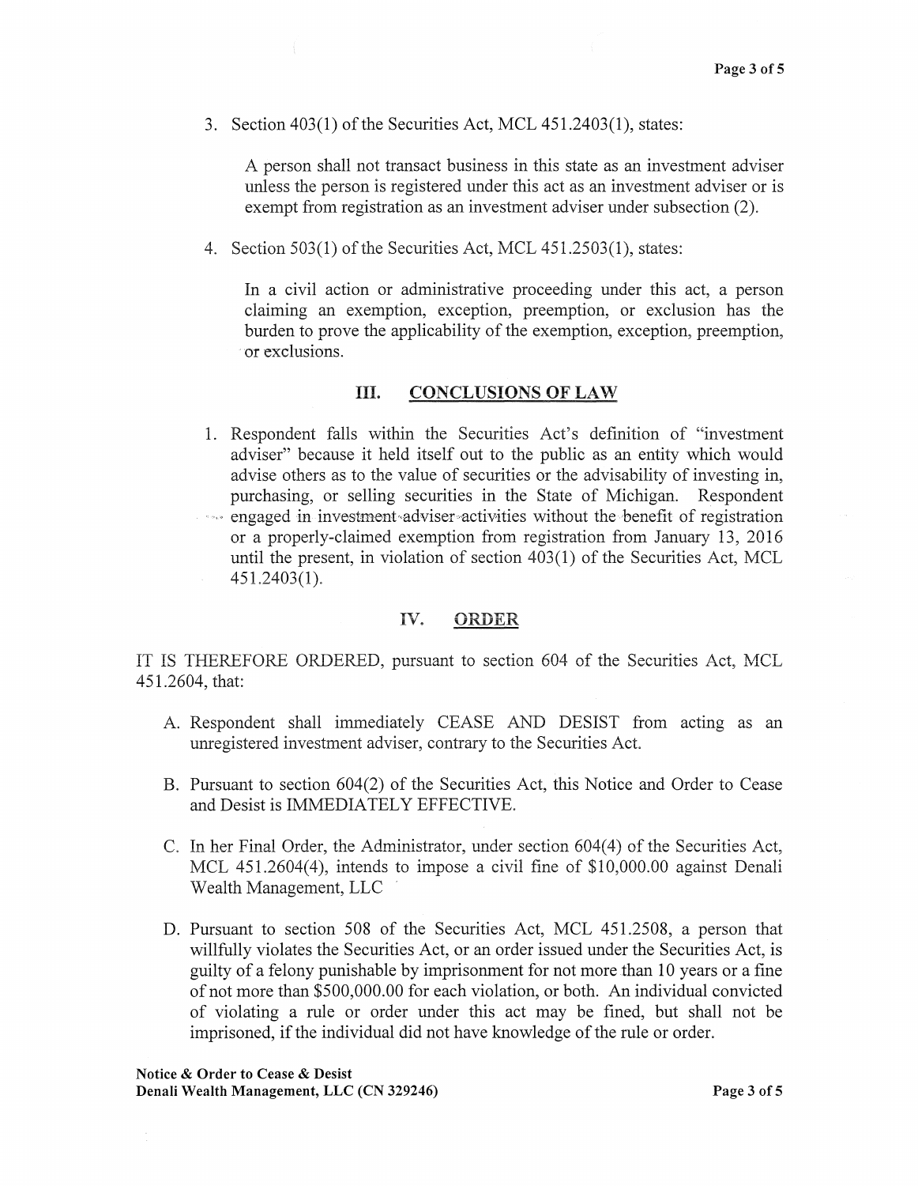3. Section 403(1) of the Securities Act, MCL 451.2403(1), states:

   > A person shall not transact business in this state as an investment adviser unless the person is registered under this act as an investment adviser or is exempt from registration as an investment adviser under subsection (2).

4. Section 503(1) of the Securities Act, MCL 451.2503(1), states:

   > In a civil action or administrative proceeding under this act, a person claiming an exemption, exception, preemption, or exclusion has the burden to prove the applicability of the exemption, exception, preemption, or exclusions.

## III. CONCLUSIONS OF LAW

1. Respondent falls within the Securities Act's definition of "investment adviser" because it held itself out to the public as an entity which would advise others as to the value of securities or the advisability of investing in, purchasing, or selling securities in the State of Michigan. Respondent engaged in investment adviser activities without the benefit of registration or a properly-claimed exemption from registration from January 13, 2016 until the present, in violation of section 403(1) of the Securities Act, MCL 451.2403(1).

## IV. ORDER

IT IS THEREFORE ORDERED, pursuant to section 604 of the Securities Act, MCL 451.2604, that:

A. Respondent shall immediately CEASE AND DESIST from acting as an unregistered investment adviser, contrary to the Securities Act.

B. Pursuant to section 604(2) of the Securities Act, this Notice and Order to Cease and Desist is IMMEDIATELY EFFECTIVE.

C. In her Final Order, the Administrator, under section 604(4) of the Securities Act, MCL 451.2604(4), intends to impose a civil fine of $10,000.00 against Denali Wealth Management, LLC

D. Pursuant to section 508 of the Securities Act, MCL 451.2508, a person that willfully violates the Securities Act, or an order issued under the Securities Act, is guilty of a felony punishable by imprisonment for not more than 10 years or a fine of not more than $500,000.00 for each violation, or both. An individual convicted of violating a rule or order under this act may be fined, but shall not be imprisoned, if the individual did not have knowledge of the rule or order.

**Notice & Order to Cease & Desist**
**Denali Wealth Management, LLC (CN 329246)**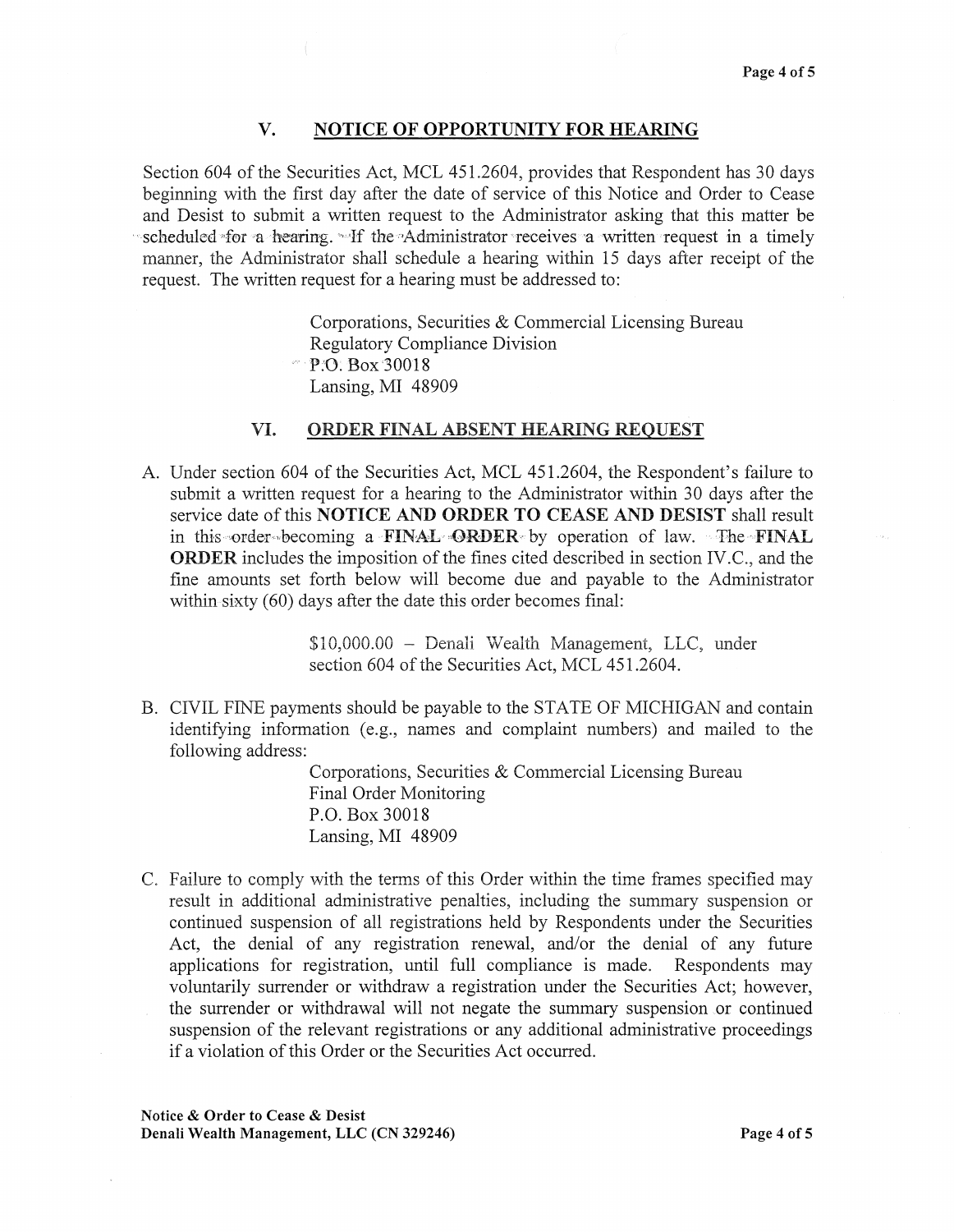## V. NOTICE OF OPPORTUNITY FOR HEARING

Section 604 of the Securities Act, MCL 451.2604, provides that Respondent has 30 days beginning with the first day after the date of service of this Notice and Order to Cease and Desist to submit a written request to the Administrator asking that this matter be scheduled for a hearing. If the Administrator receives a written request in a timely manner, the Administrator shall schedule a hearing within 15 days after receipt of the request. The written request for a hearing must be addressed to:

> Corporations, Securities & Commercial Licensing Bureau
> Regulatory Compliance Division
> P.O. Box 30018
> Lansing, MI 48909

## VI. ORDER FINAL ABSENT HEARING REQUEST

A. Under section 604 of the Securities Act, MCL 451.2604, the Respondent's failure to submit a written request for a hearing to the Administrator within 30 days after the service date of this **NOTICE AND ORDER TO CEASE AND DESIST** shall result in this order becoming a **FINAL ORDER** by operation of law. The **FINAL ORDER** includes the imposition of the fines cited described in section IV.C., and the fine amounts set forth below will become due and payable to the Administrator within sixty (60) days after the date this order becomes final:

> $10,000.00 – Denali Wealth Management, LLC, under section 604 of the Securities Act, MCL 451.2604.

B. CIVIL FINE payments should be payable to the STATE OF MICHIGAN and contain identifying information (e.g., names and complaint numbers) and mailed to the following address:

> Corporations, Securities & Commercial Licensing Bureau
> Final Order Monitoring
> P.O. Box 30018
> Lansing, MI 48909

C. Failure to comply with the terms of this Order within the time frames specified may result in additional administrative penalties, including the summary suspension or continued suspension of all registrations held by Respondents under the Securities Act, the denial of any registration renewal, and/or the denial of any future applications for registration, until full compliance is made. Respondents may voluntarily surrender or withdraw a registration under the Securities Act; however, the surrender or withdrawal will not negate the summary suspension or continued suspension of the relevant registrations or any additional administrative proceedings if a violation of this Order or the Securities Act occurred.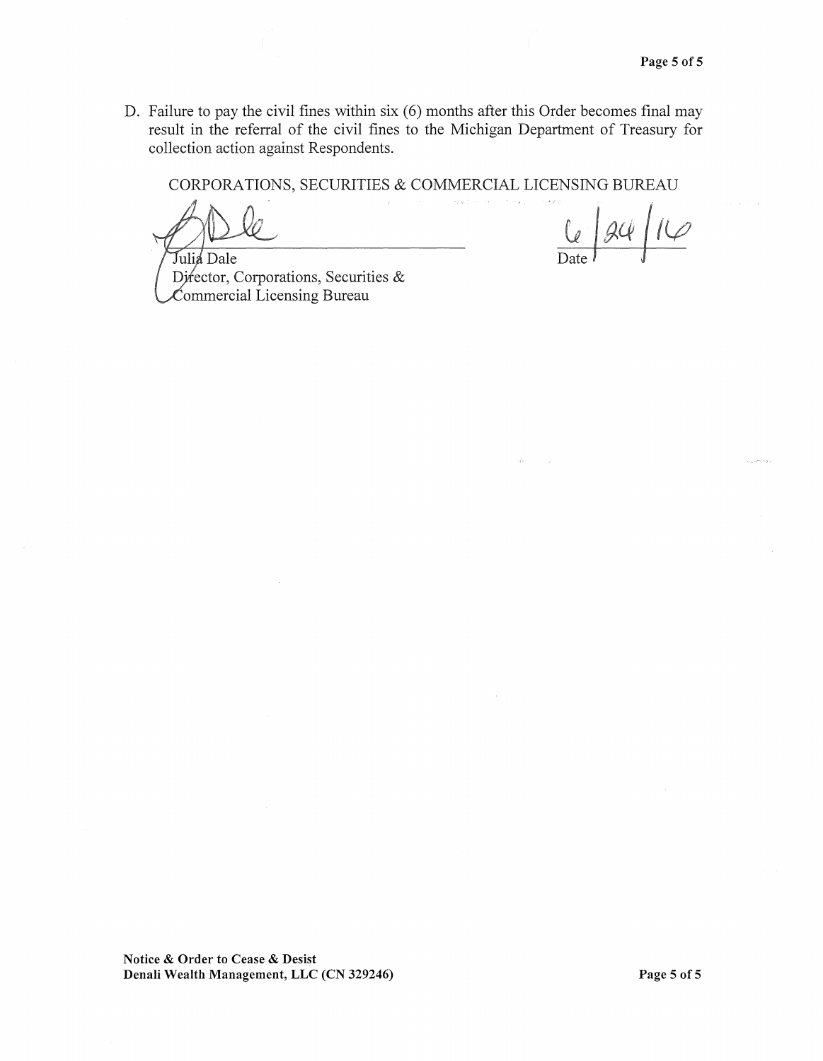D. Failure to pay the civil fines within six (6) months after this Order becomes final may result in the referral of the civil fines to the Michigan Department of Treasury for collection action against Respondents.

CORPORATIONS, SECURITIES & COMMERCIAL LICENSING BUREAU

Julia Dale
Director, Corporations, Securities &
Commercial Licensing Bureau

6/24/16
Date